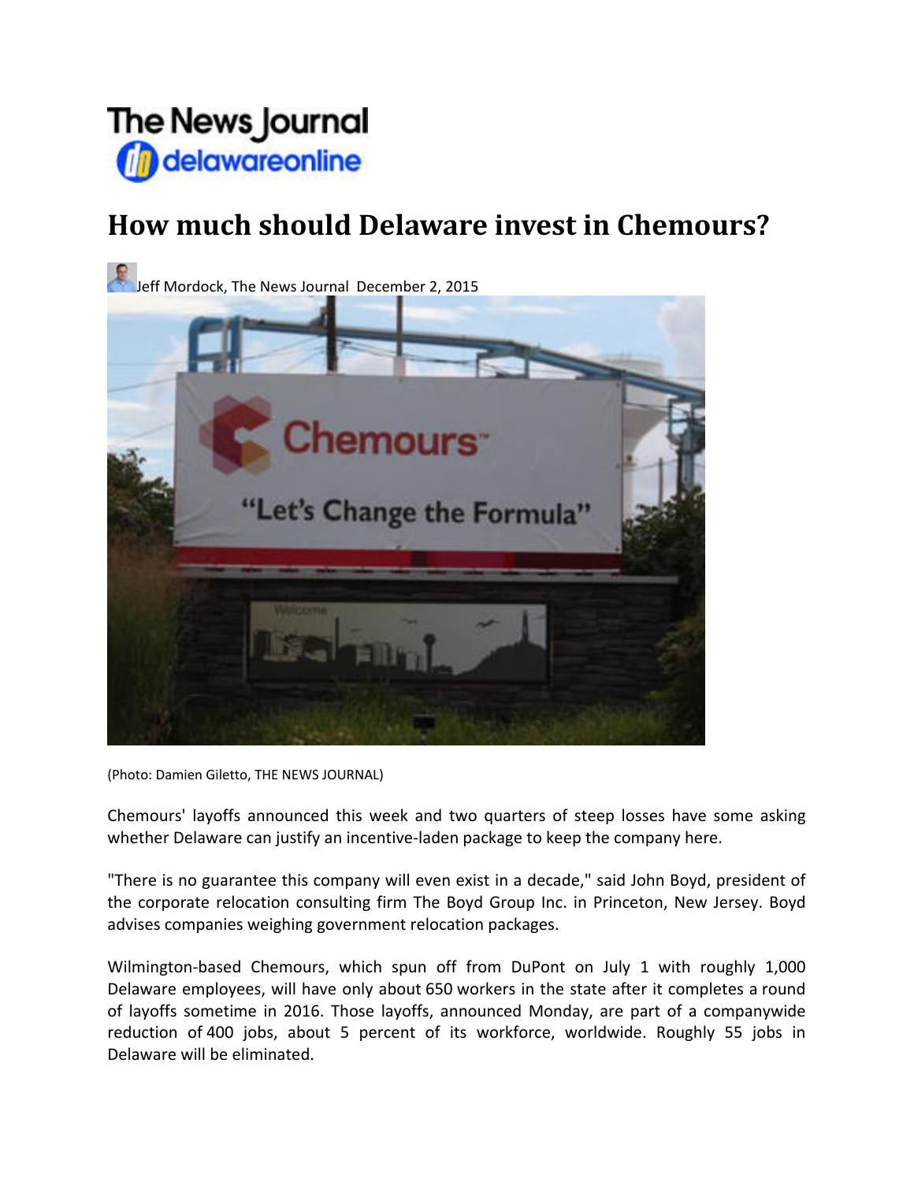The News Journal
delawareonline

# How much should Delaware invest in Chemours?

Jeff Mordock, The News Journal December 2, 2015

(Photo: Damien Giletto, THE NEWS JOURNAL)

Chemours' layoffs announced this week and two quarters of steep losses have some asking whether Delaware can justify an incentive-laden package to keep the company here.

"There is no guarantee this company will even exist in a decade," said John Boyd, president of the corporate relocation consulting firm The Boyd Group Inc. in Princeton, New Jersey. Boyd advises companies weighing government relocation packages.

Wilmington-based Chemours, which spun off from DuPont on July 1 with roughly 1,000 Delaware employees, will have only about 650 workers in the state after it completes a round of layoffs sometime in 2016. Those layoffs, announced Monday, are part of a companywide reduction of 400 jobs, about 5 percent of its workforce, worldwide. Roughly 55 jobs in Delaware will be eliminated.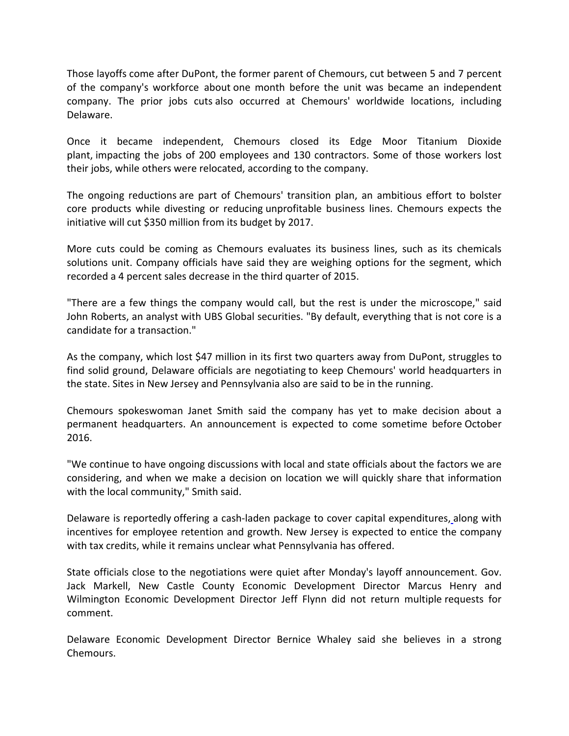Those layoffs come after DuPont, the former parent of Chemours, cut between 5 and 7 percent of the company's workforce about one month before the unit was became an independent company. The prior jobs cuts also occurred at Chemours' worldwide locations, including Delaware.

Once it became independent, Chemours closed its Edge Moor Titanium Dioxide plant, impacting the jobs of 200 employees and 130 contractors. Some of those workers lost their jobs, while others were relocated, according to the company.

The ongoing reductions are part of Chemours' transition plan, an ambitious effort to bolster core products while divesting or reducing unprofitable business lines. Chemours expects the initiative will cut $350 million from its budget by 2017.

More cuts could be coming as Chemours evaluates its business lines, such as its chemicals solutions unit. Company officials have said they are weighing options for the segment, which recorded a 4 percent sales decrease in the third quarter of 2015.

"There are a few things the company would call, but the rest is under the microscope," said John Roberts, an analyst with UBS Global securities. "By default, everything that is not core is a candidate for a transaction."

As the company, which lost $47 million in its first two quarters away from DuPont, struggles to find solid ground, Delaware officials are negotiating to keep Chemours' world headquarters in the state. Sites in New Jersey and Pennsylvania also are said to be in the running.

Chemours spokeswoman Janet Smith said the company has yet to make decision about a permanent headquarters. An announcement is expected to come sometime before October 2016.

"We continue to have ongoing discussions with local and state officials about the factors we are considering, and when we make a decision on location we will quickly share that information with the local community," Smith said.

Delaware is reportedly offering a cash-laden package to cover capital expenditures, along with incentives for employee retention and growth. New Jersey is expected to entice the company with tax credits, while it remains unclear what Pennsylvania has offered.

State officials close to the negotiations were quiet after Monday's layoff announcement. Gov. Jack Markell, New Castle County Economic Development Director Marcus Henry and Wilmington Economic Development Director Jeff Flynn did not return multiple requests for comment.

Delaware Economic Development Director Bernice Whaley said she believes in a strong Chemours.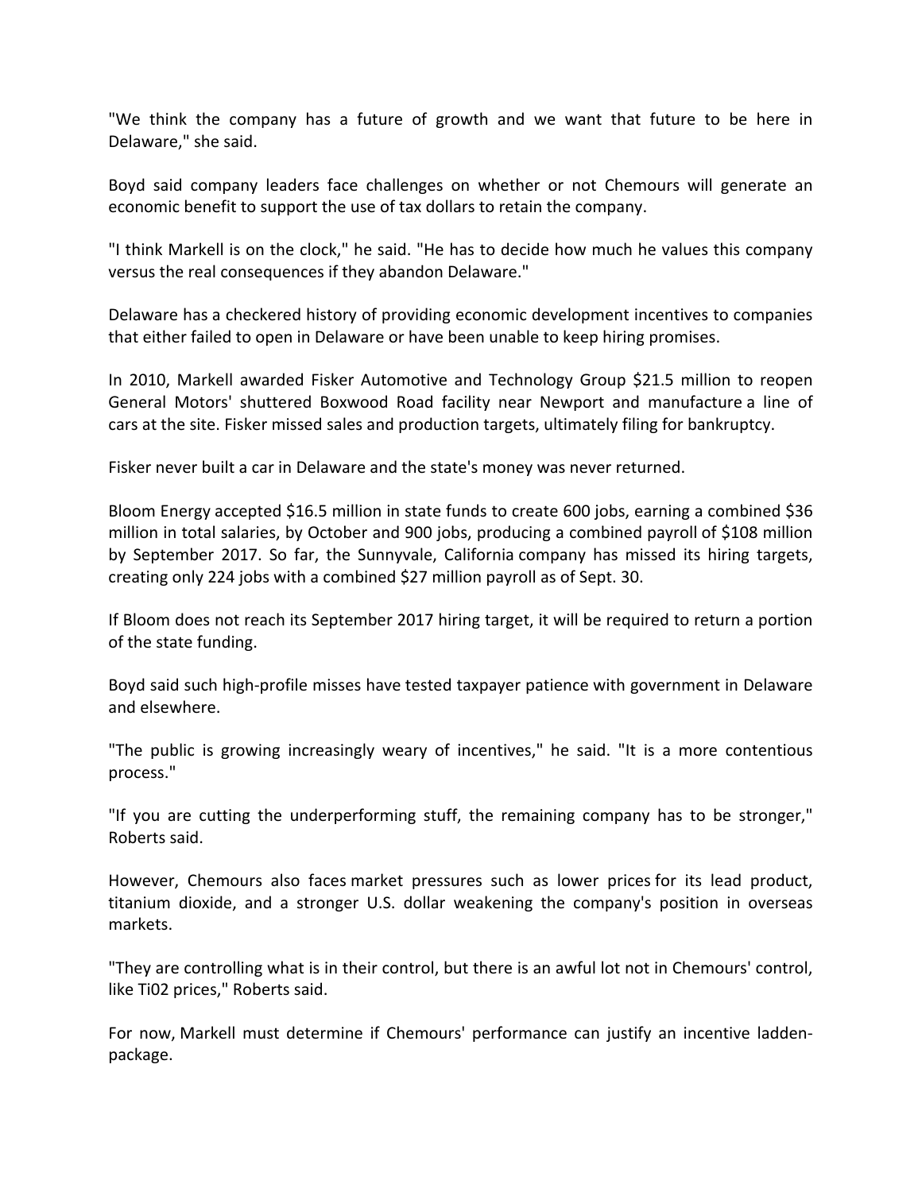"We think the company has a future of growth and we want that future to be here in Delaware," she said.

Boyd said company leaders face challenges on whether or not Chemours will generate an economic benefit to support the use of tax dollars to retain the company.

"I think Markell is on the clock," he said. "He has to decide how much he values this company versus the real consequences if they abandon Delaware."

Delaware has a checkered history of providing economic development incentives to companies that either failed to open in Delaware or have been unable to keep hiring promises.

In 2010, Markell awarded Fisker Automotive and Technology Group $21.5 million to reopen General Motors' shuttered Boxwood Road facility near Newport and manufacture a line of cars at the site. Fisker missed sales and production targets, ultimately filing for bankruptcy.

Fisker never built a car in Delaware and the state's money was never returned.

Bloom Energy accepted $16.5 million in state funds to create 600 jobs, earning a combined $36 million in total salaries, by October and 900 jobs, producing a combined payroll of $108 million by September 2017. So far, the Sunnyvale, California company has missed its hiring targets, creating only 224 jobs with a combined $27 million payroll as of Sept. 30.

If Bloom does not reach its September 2017 hiring target, it will be required to return a portion of the state funding.

Boyd said such high-profile misses have tested taxpayer patience with government in Delaware and elsewhere.

"The public is growing increasingly weary of incentives," he said. "It is a more contentious process."

"If you are cutting the underperforming stuff, the remaining company has to be stronger," Roberts said.

However, Chemours also faces market pressures such as lower prices for its lead product, titanium dioxide, and a stronger U.S. dollar weakening the company's position in overseas markets.

"They are controlling what is in their control, but there is an awful lot not in Chemours' control, like Ti02 prices," Roberts said.

For now, Markell must determine if Chemours' performance can justify an incentive ladden-package.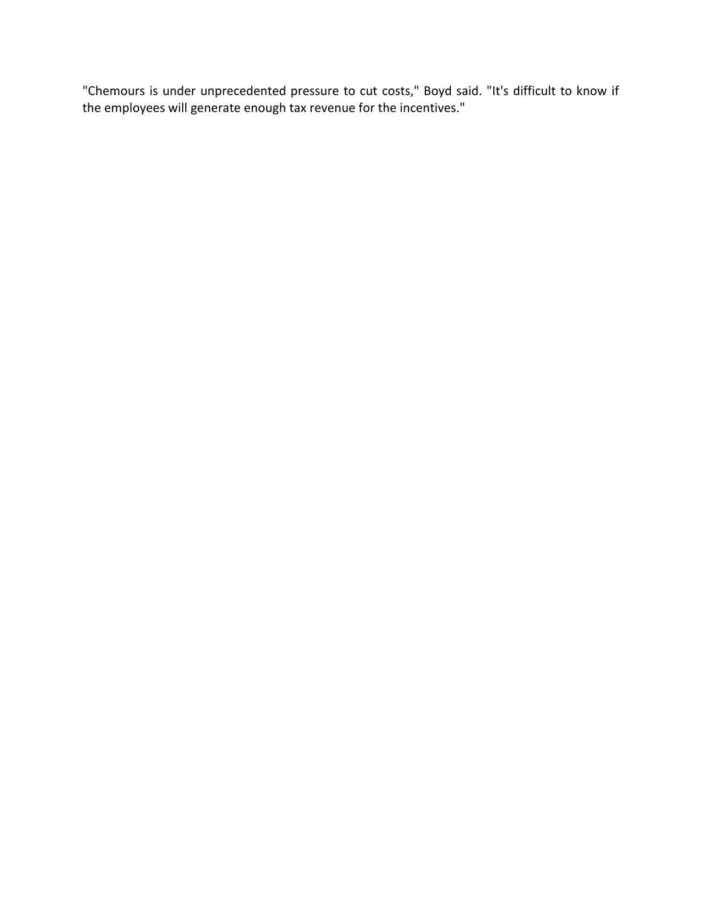"Chemours is under unprecedented pressure to cut costs," Boyd said. "It's difficult to know if the employees will generate enough tax revenue for the incentives."